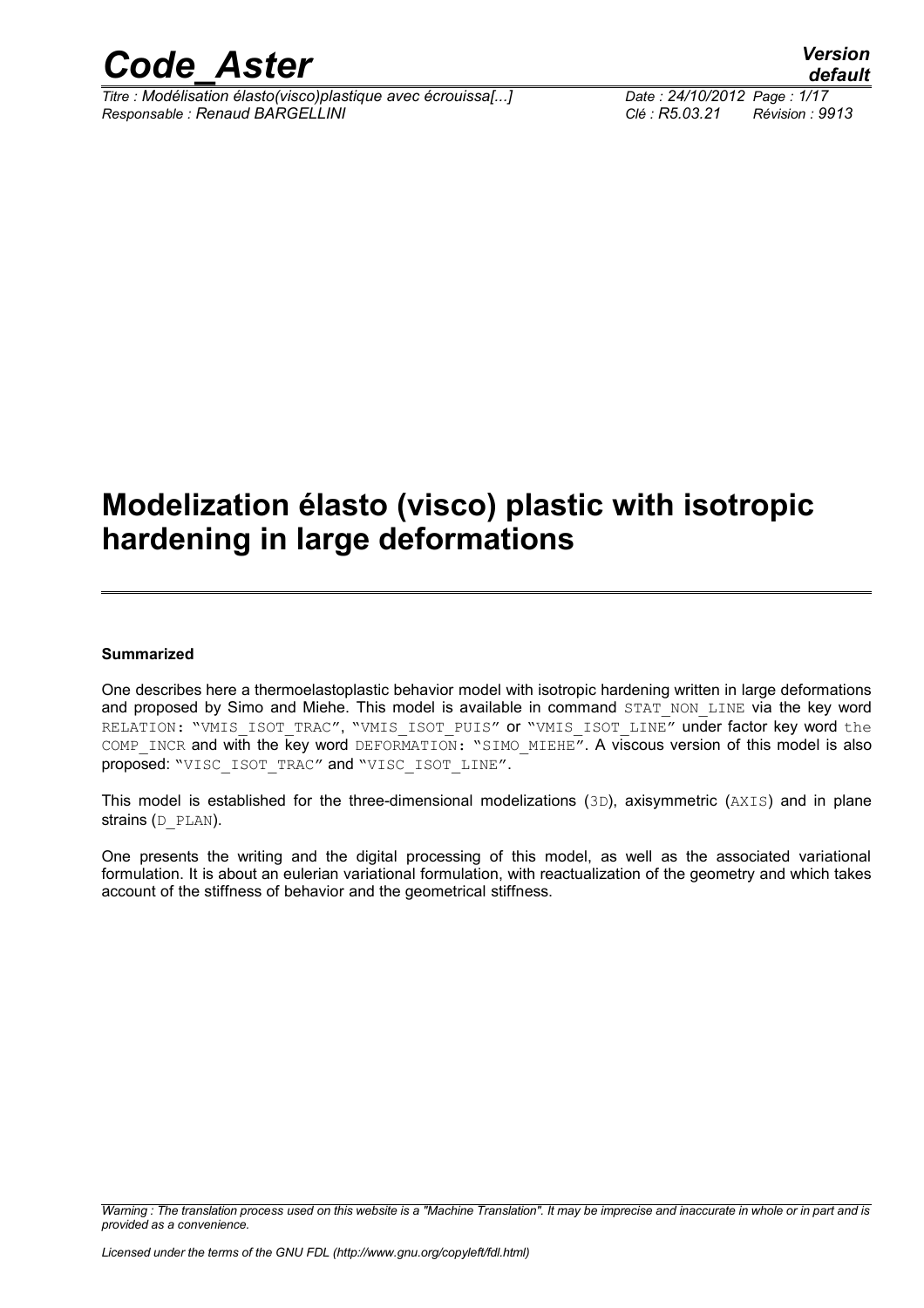# Modelization élasto (visco) plastic with isotropic hardening in large deformations

**Summarized**

One describes here a thermoelastoplastic behavior model with isotropic hardening written in large deformations and proposed by Simo and Miehe. This model is available in command STAT_NON_LINE via the key word RELATION: "VMIS_ISOT_TRAC", "VMIS_ISOT_PUIS" or "VMIS_ISOT_LINE" under factor key word the COMP_INCR and with the key word DEFORMATION: "SIMO_MIEHE". A viscous version of this model is also proposed: "VISC_ISOT_TRAC" and "VISC_ISOT_LINE".

This model is established for the three-dimensional modelizations (3D), axisymmetric (AXIS) and in plane strains (D_PLAN).

One presents the writing and the digital processing of this model, as well as the associated variational formulation. It is about an eulerian variational formulation, with reactualization of the geometry and which takes account of the stiffness of behavior and the geometrical stiffness.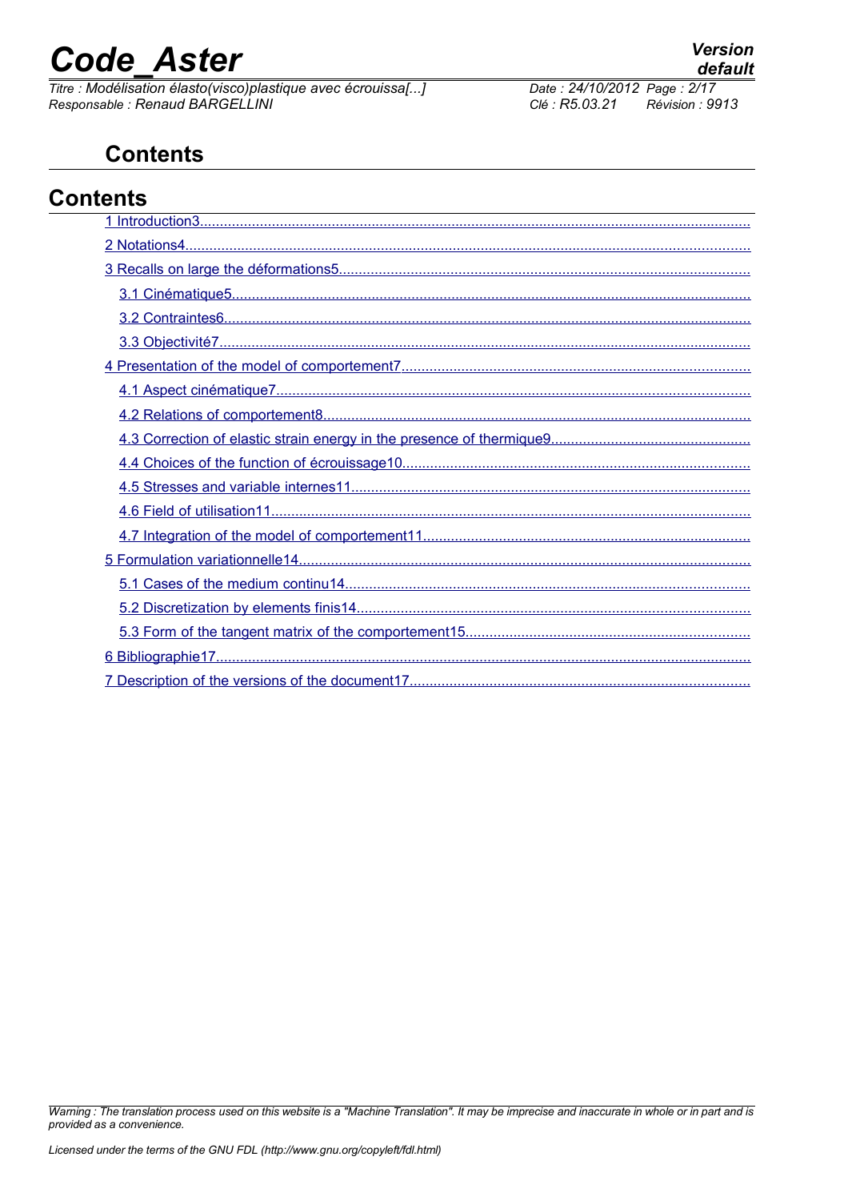## Contents

## Contents

1 Introduction3

2 Notations4

3 Recalls on large the déformations5

- 3.1 Cinématique5
- 3.2 Contraintes6
- 3.3 Objectivité7

4 Presentation of the model of comportement7

- 4.1 Aspect cinématique7
- 4.2 Relations of comportement8
- 4.3 Correction of elastic strain energy in the presence of thermique9
- 4.4 Choices of the function of écrouissage10
- 4.5 Stresses and variable internes11
- 4.6 Field of utilisation11
- 4.7 Integration of the model of comportement11

5 Formulation variationnelle14

- 5.1 Cases of the medium continu14
- 5.2 Discretization by elements finis14
- 5.3 Form of the tangent matrix of the comportement15

6 Bibliographie17

7 Description of the versions of the document17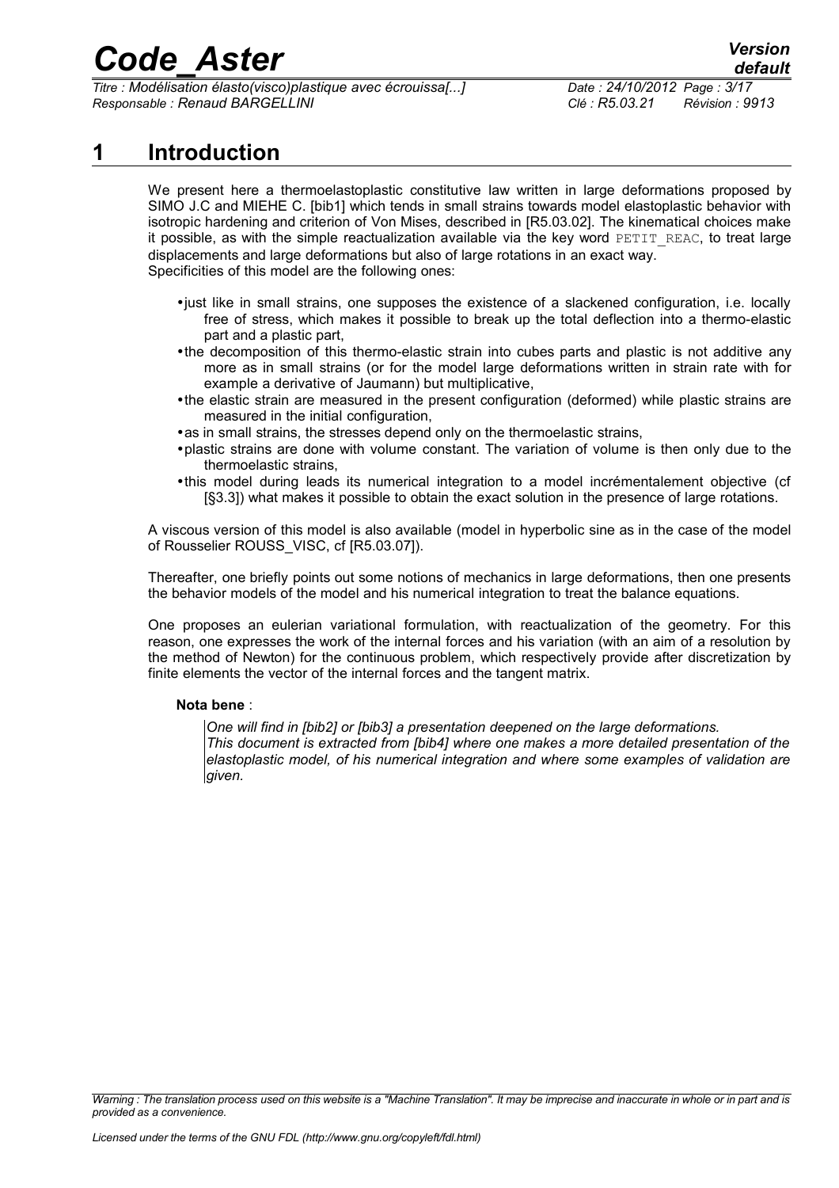# 1 Introduction

We present here a thermoelastoplastic constitutive law written in large deformations proposed by SIMO J.C and MIEHE C. [bib1] which tends in small strains towards model elastoplastic behavior with isotropic hardening and criterion of Von Mises, described in [R5.03.02]. The kinematical choices make it possible, as with the simple reactualization available via the key word PETIT_REAC, to treat large displacements and large deformations but also of large rotations in an exact way.
Specificities of this model are the following ones:

- just like in small strains, one supposes the existence of a slackened configuration, i.e. locally free of stress, which makes it possible to break up the total deflection into a thermo-elastic part and a plastic part,
- the decomposition of this thermo-elastic strain into cubes parts and plastic is not additive any more as in small strains (or for the model large deformations written in strain rate with for example a derivative of Jaumann) but multiplicative,
- the elastic strain are measured in the present configuration (deformed) while plastic strains are measured in the initial configuration,
- as in small strains, the stresses depend only on the thermoelastic strains,
- plastic strains are done with volume constant. The variation of volume is then only due to the thermoelastic strains,
- this model during leads its numerical integration to a model incrémentalement objective (cf [§3.3]) what makes it possible to obtain the exact solution in the presence of large rotations.

A viscous version of this model is also available (model in hyperbolic sine as in the case of the model of Rousselier ROUSS_VISC, cf [R5.03.07]).

Thereafter, one briefly points out some notions of mechanics in large deformations, then one presents the behavior models of the model and his numerical integration to treat the balance equations.

One proposes an eulerian variational formulation, with reactualization of the geometry. For this reason, one expresses the work of the internal forces and his variation (with an aim of a resolution by the method of Newton) for the continuous problem, which respectively provide after discretization by finite elements the vector of the internal forces and the tangent matrix.

**Nota bene** :

*One will find in [bib2] or [bib3] a presentation deepened on the large deformations.*
*This document is extracted from [bib4] where one makes a more detailed presentation of the elastoplastic model, of his numerical integration and where some examples of validation are given.*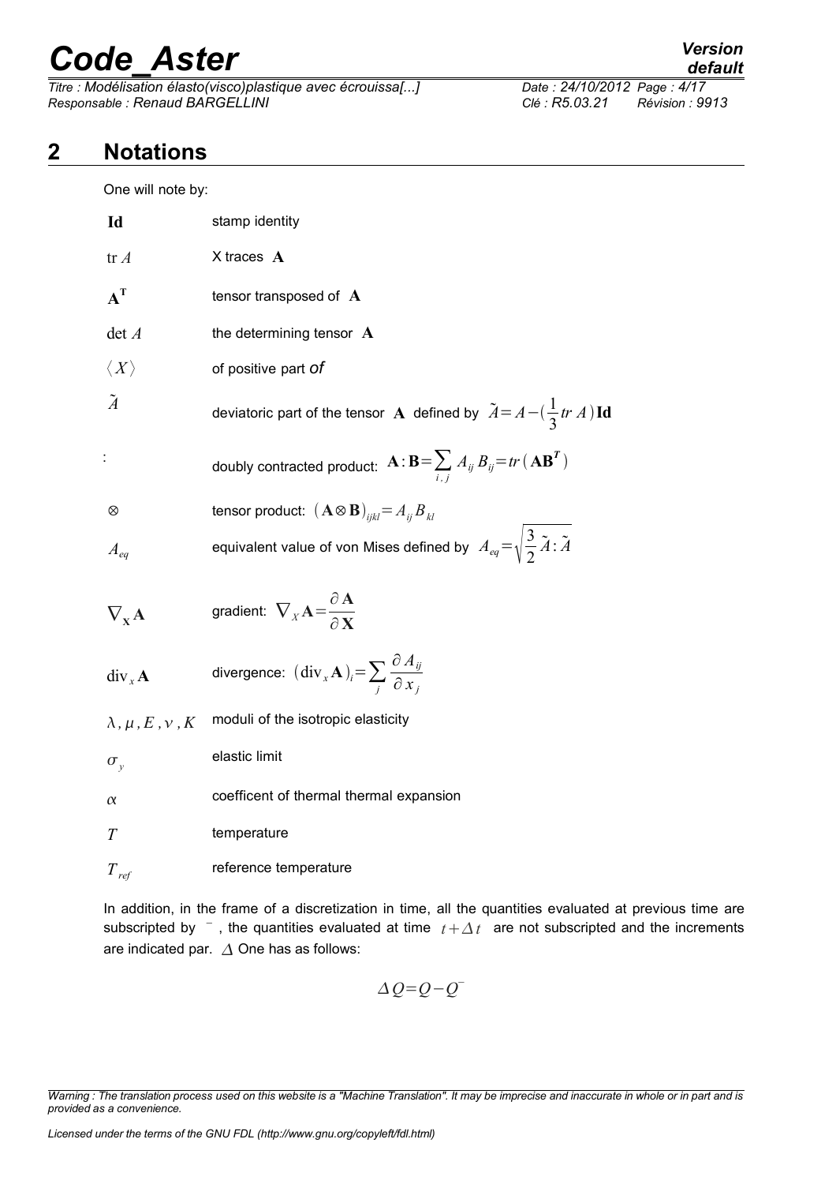## 2 Notations

One will note by:

| | |
|---|---|
| $\mathbf{Id}$ | stamp identity |
| $\mathrm{tr}\, A$ | X traces $\mathbf{A}$ |
| $\mathbf{A}^{\mathbf{T}}$ | tensor transposed of $\mathbf{A}$ |
| $\det A$ | the determining tensor $\mathbf{A}$ |
| $\langle X \rangle$ | of positive part *of* |
| $\tilde{A}$ | deviatoric part of the tensor $\mathbf{A}$ defined by $\tilde{A}=A-(\frac{1}{3}tr\, A)\mathbf{Id}$ |
| $:$ | doubly contracted product: $\mathbf{A}:\mathbf{B}=\sum_{i,j} A_{ij} B_{ij}=tr(\mathbf{AB}^{\boldsymbol{T}})$ |
| $\otimes$ | tensor product: $(\mathbf{A}\otimes\mathbf{B})_{ijkl}=A_{ij} B_{kl}$ |
| $A_{eq}$ | equivalent value of von Mises defined by $A_{eq}=\sqrt{\frac{3}{2}\tilde{A}:\tilde{A}}$ |
| $\nabla_{\mathbf{X}}\mathbf{A}$ | gradient: $\nabla_X \mathbf{A}=\frac{\partial \mathbf{A}}{\partial \mathbf{X}}$ |
| $\mathrm{div}_x \mathbf{A}$ | divergence: $(\mathrm{div}_x \mathbf{A})_i=\sum_j \frac{\partial A_{ij}}{\partial x_j}$ |
| $\lambda, \mu, E, \nu, K$ | moduli of the isotropic elasticity |
| $\sigma_y$ | elastic limit |
| $\alpha$ | coefficent of thermal thermal expansion |
| $T$ | temperature |
| $T_{ref}$ | reference temperature |

In addition, in the frame of a discretization in time, all the quantities evaluated at previous time are subscripted by $^-$, the quantities evaluated at time $t+\Delta t$ are not subscripted and the increments are indicated par. $\Delta$ One has as follows:

$$\Delta Q=Q-Q^-$$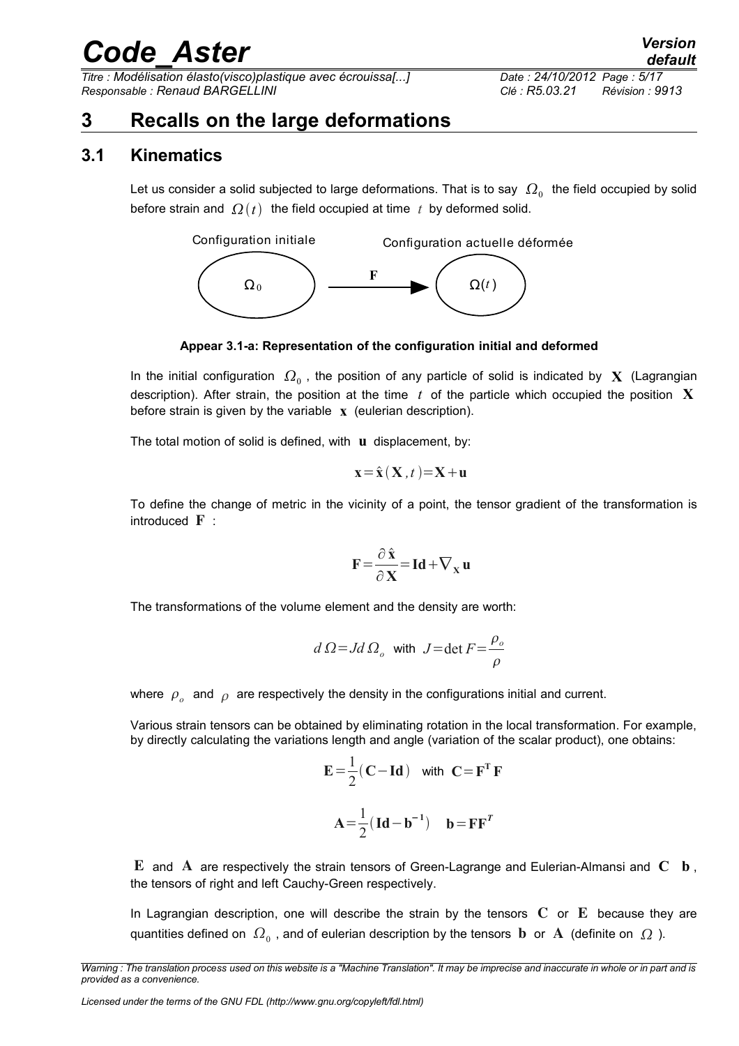# 3 Recalls on the large deformations

## 3.1 Kinematics

Let us consider a solid subjected to large deformations. That is to say $\Omega_0$ the field occupied by solid before strain and $\Omega(t)$ the field occupied at time $t$ by deformed solid.

Configuration initiale — $\mathbf{F}$ → Configuration actuelle déformée

$\Omega_0$ → $\Omega(t)$

**Appear 3.1-a: Representation of the configuration initial and deformed**

In the initial configuration $\Omega_0$, the position of any particle of solid is indicated by $\mathbf{X}$ (Lagrangian description). After strain, the position at the time $t$ of the particle which occupied the position $\mathbf{X}$ before strain is given by the variable $\mathbf{x}$ (eulerian description).

The total motion of solid is defined, with $\mathbf{u}$ displacement, by:

$$\mathbf{x} = \hat{\mathbf{x}}(\mathbf{X}, t) = \mathbf{X} + \mathbf{u}$$

To define the change of metric in the vicinity of a point, the tensor gradient of the transformation is introduced $\mathbf{F}$ :

$$\mathbf{F} = \frac{\partial \hat{\mathbf{x}}}{\partial \mathbf{X}} = \mathbf{Id} + \nabla_{\mathbf{X}} \mathbf{u}$$

The transformations of the volume element and the density are worth:

$$d\Omega = J d\Omega_o \quad \text{with} \quad J = \det F = \frac{\rho_o}{\rho}$$

where $\rho_o$ and $\rho$ are respectively the density in the configurations initial and current.

Various strain tensors can be obtained by eliminating rotation in the local transformation. For example, by directly calculating the variations length and angle (variation of the scalar product), one obtains:

$$\mathbf{E} = \frac{1}{2}(\mathbf{C} - \mathbf{Id}) \quad \text{with} \quad \mathbf{C} = \mathbf{F}^{\mathbf{T}} \mathbf{F}$$

$$\mathbf{A} = \frac{1}{2}(\mathbf{Id} - \mathbf{b}^{-1}) \quad \mathbf{b} = \mathbf{F}\mathbf{F}^{T}$$

$\mathbf{E}$ and $\mathbf{A}$ are respectively the strain tensors of Green-Lagrange and Eulerian-Almansi and $\mathbf{C}$ $\mathbf{b}$, the tensors of right and left Cauchy-Green respectively.

In Lagrangian description, one will describe the strain by the tensors $\mathbf{C}$ or $\mathbf{E}$ because they are quantities defined on $\Omega_0$, and of eulerian description by the tensors $\mathbf{b}$ or $\mathbf{A}$ (definite on $\Omega$ ).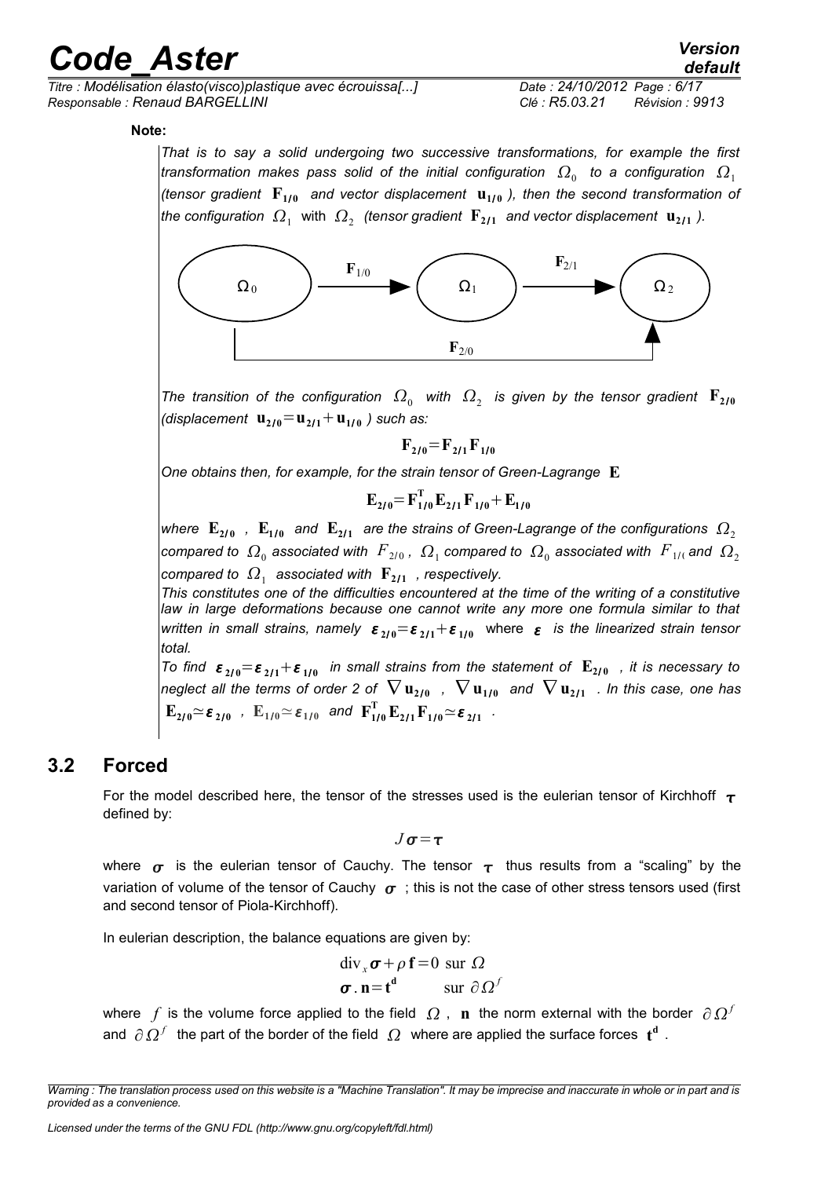**Note:**

*That is to say a solid undergoing two successive transformations, for example the first transformation makes pass solid of the initial configuration $\Omega_0$ to a configuration $\Omega_1$ (tensor gradient $\mathbf{F_{1/0}}$ and vector displacement $\mathbf{u_{1/0}}$ ), then the second transformation of the configuration $\Omega_1$ with $\Omega_2$ (tensor gradient $\mathbf{F_{2/1}}$ and vector displacement $\mathbf{u_{2/1}}$ ).*

*The transition of the configuration $\Omega_0$ with $\Omega_2$ is given by the tensor gradient $\mathbf{F_{2/0}}$ (displacement $\mathbf{u_{2/0}}=\mathbf{u_{2/1}}+\mathbf{u_{1/0}}$ ) such as:*

$$\mathbf{F_{2/0}}=\mathbf{F_{2/1}}\mathbf{F_{1/0}}$$

*One obtains then, for example, for the strain tensor of Green-Lagrange $\mathbf{E}$*

$$\mathbf{E_{2/0}}=\mathbf{F_{1/0}^T}\mathbf{E_{2/1}}\mathbf{F_{1/0}}+\mathbf{E_{1/0}}$$

*where $\mathbf{E_{2/0}}$ , $\mathbf{E_{1/0}}$ and $\mathbf{E_{2/1}}$ are the strains of Green-Lagrange of the configurations $\Omega_2$ compared to $\Omega_0$ associated with $F_{2/0}$ , $\Omega_1$ compared to $\Omega_0$ associated with $F_{1/0}$ and $\Omega_2$ compared to $\Omega_1$ associated with $\mathbf{F_{2/1}}$ , respectively.*

*This constitutes one of the difficulties encountered at the time of the writing of a constitutive law in large deformations because one cannot write any more one formula similar to that written in small strains, namely $\boldsymbol{\varepsilon}_{2/0}=\boldsymbol{\varepsilon}_{2/1}+\boldsymbol{\varepsilon}_{1/0}$ where $\boldsymbol{\varepsilon}$ is the linearized strain tensor total.*

*To find $\boldsymbol{\varepsilon}_{2/0}=\boldsymbol{\varepsilon}_{2/1}+\boldsymbol{\varepsilon}_{1/0}$ in small strains from the statement of $\mathbf{E_{2/0}}$ , it is necessary to neglect all the terms of order 2 of $\nabla\mathbf{u_{2/0}}$ , $\nabla\mathbf{u_{1/0}}$ and $\nabla\mathbf{u_{2/1}}$ . In this case, one has $\mathbf{E_{2/0}}\simeq\boldsymbol{\varepsilon}_{2/0}$ , $\mathbf{E}_{1/0}\simeq\boldsymbol{\varepsilon}_{1/0}$ and $\mathbf{F_{1/0}^T}\mathbf{E_{2/1}}\mathbf{F_{1/0}}\simeq\boldsymbol{\varepsilon}_{2/1}$ .*

## 3.2 Forced

For the model described here, the tensor of the stresses used is the eulerian tensor of Kirchhoff $\boldsymbol{\tau}$ defined by:

$$J\boldsymbol{\sigma}=\boldsymbol{\tau}$$

where $\boldsymbol{\sigma}$ is the eulerian tensor of Cauchy. The tensor $\boldsymbol{\tau}$ thus results from a "scaling" by the variation of volume of the tensor of Cauchy $\boldsymbol{\sigma}$ ; this is not the case of other stress tensors used (first and second tensor of Piola-Kirchhoff).

In eulerian description, the balance equations are given by:

$$\begin{aligned} &\operatorname{div}_x\boldsymbol{\sigma}+\rho\,\mathbf{f}=0 \text{ sur } \Omega \\ &\boldsymbol{\sigma}.\,\mathbf{n}=\mathbf{t^d} \qquad \text{sur } \partial\Omega^f \end{aligned}$$

where $f$ is the volume force applied to the field $\Omega$ , $\mathbf{n}$ the norm external with the border $\partial\Omega^f$ and $\partial\Omega^f$ the part of the border of the field $\Omega$ where are applied the surface forces $\mathbf{t^d}$ .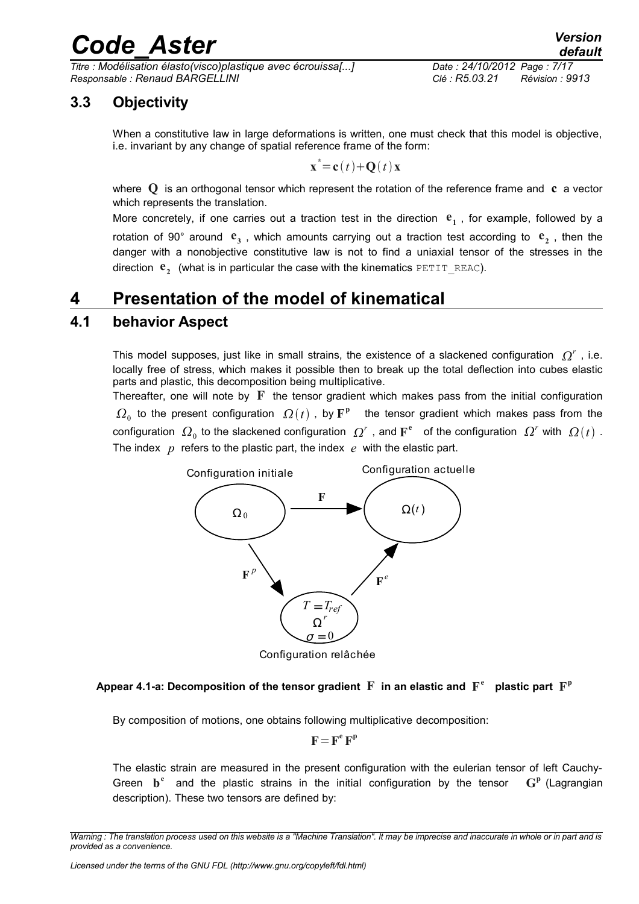## 3.3 Objectivity

When a constitutive law in large deformations is written, one must check that this model is objective, i.e. invariant by any change of spatial reference frame of the form:

$$\mathbf{x}^{*} = \mathbf{c}(t) + \mathbf{Q}(t)\,\mathbf{x}$$

where $\mathbf{Q}$ is an orthogonal tensor which represent the rotation of the reference frame and $\mathbf{c}$ a vector which represents the translation.

More concretely, if one carries out a traction test in the direction $\mathbf{e_1}$, for example, followed by a rotation of 90° around $\mathbf{e_3}$, which amounts carrying out a traction test according to $\mathbf{e_2}$, then the danger with a nonobjective constitutive law is not to find a uniaxial tensor of the stresses in the direction $\mathbf{e_2}$ (what is in particular the case with the kinematics PETIT_REAC).

# 4 Presentation of the model of kinematical

## 4.1 behavior Aspect

This model supposes, just like in small strains, the existence of a slackened configuration $\Omega^r$, i.e. locally free of stress, which makes it possible then to break up the total deflection into cubes elastic parts and plastic, this decomposition being multiplicative.

Thereafter, one will note by $\mathbf{F}$ the tensor gradient which makes pass from the initial configuration $\Omega_0$ to the present configuration $\Omega(t)$, by $\mathbf{F^p}$ the tensor gradient which makes pass from the configuration $\Omega_0$ to the slackened configuration $\Omega^r$, and $\mathbf{F^e}$ of the configuration $\Omega^r$ with $\Omega(t)$. The index $p$ refers to the plastic part, the index $e$ with the elastic part.

Configuration initiale $\Omega_0$ — $\mathbf{F}$ → Configuration actuelle $\Omega(t)$; $\mathbf{F}^p$: $\Omega_0$ → $\Omega^r$; $\mathbf{F}^e$: $\Omega^r$ → $\Omega(t)$; Configuration relâchée $\Omega^r$ ($T = T_{ref}$, $\sigma = 0$)

**Appear 4.1-a: Decomposition of the tensor gradient $\mathbf{F}$ in an elastic and $\mathbf{F^e}$ plastic part $\mathbf{F^p}$**

By composition of motions, one obtains following multiplicative decomposition:

$$\mathbf{F} = \mathbf{F^e}\,\mathbf{F^p}$$

The elastic strain are measured in the present configuration with the eulerian tensor of left Cauchy-Green $\mathbf{b^e}$ and the plastic strains in the initial configuration by the tensor $\mathbf{G^p}$ (Lagrangian description). These two tensors are defined by: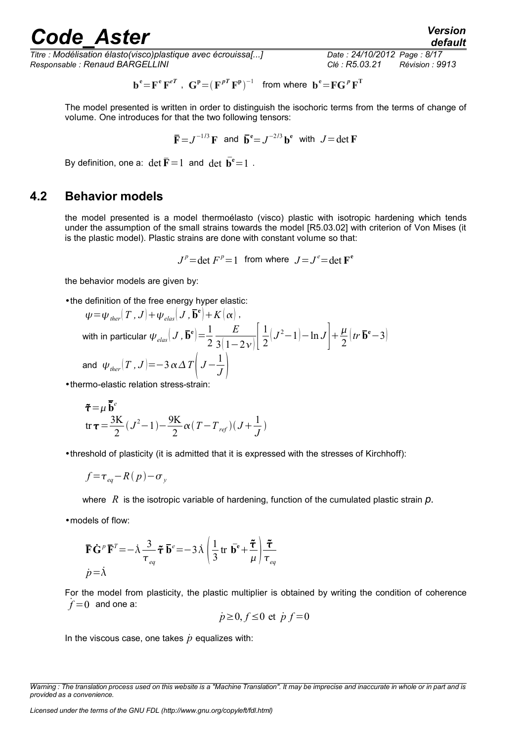$$\mathbf{b}^{\mathbf{e}}=\mathbf{F}^{\mathbf{e}}\,\mathbf{F}^{eT}\ ,\ \ \mathbf{G}^{\mathbf{p}}=\left(\mathbf{F}^{pT}\,\mathbf{F}^{\mathbf{p}}\right)^{-1}\quad \text{from where}\quad \mathbf{b}^{\mathbf{e}}=\mathbf{F}\mathbf{G}^{p}\,\mathbf{F}^{\mathbf{T}}$$

The model presented is written in order to distinguish the isochoric terms from the terms of change of volume. One introduces for that the two following tensors:

$$\bar{\mathbf{F}}=J^{-1/3}\,\mathbf{F}\quad\text{and}\quad \bar{\mathbf{b}}^{\mathbf{e}}=J^{-2/3}\,\mathbf{b}^{\mathbf{e}}\quad\text{with}\quad J=\det\mathbf{F}$$

By definition, one a: $\det\bar{\mathbf{F}}=1$ and $\det\,\bar{\mathbf{b}}^{\mathbf{e}}=1$ .

## 4.2 Behavior models

the model presented is a model thermoélasto (visco) plastic with isotropic hardening which tends under the assumption of the small strains towards the model [R5.03.02] with criterion of Von Mises (it is the plastic model). Plastic strains are done with constant volume so that:

$$J^{p}=\det F^{p}=1\quad\text{from where}\quad J=J^{e}=\det\mathbf{F}^{\mathbf{e}}$$

the behavior models are given by:

- the definition of the free energy hyper elastic:

  $\psi=\psi_{ther}(T\,,J)+\psi_{elas}(J\,,\bar{\mathbf{b}}^{\mathbf{e}})+K(\alpha)$ ,

  with in particular $\psi_{elas}(J\,,\bar{\mathbf{b}}^{\mathbf{e}})=\dfrac{1}{2}\,\dfrac{E}{3(1-2\nu)}\left[\dfrac{1}{2}(J^{2}-1)-\ln J\right]+\dfrac{\mu}{2}\left(tr\,\bar{\mathbf{b}}^{\mathbf{e}}-3\right)$

  and $\psi_{ther}(T\,,J)=-3\,\alpha\,\Delta\,T\left(J-\dfrac{1}{J}\right)$

- thermo-elastic relation stress-strain:

$$\tilde{\boldsymbol{\tau}}=\mu\,\tilde{\bar{\mathbf{b}}}^{e}$$
$$\operatorname{tr}\boldsymbol{\tau}=\frac{3K}{2}(J^{2}-1)-\frac{9K}{2}\alpha(T-T_{ref})(J+\frac{1}{J})$$

- threshold of plasticity (it is admitted that it is expressed with the stresses of Kirchhoff):

$$f=\tau_{eq}-R(p)-\sigma_{y}$$

  where $R$ is the isotropic variable of hardening, function of the cumulated plastic strain $p$.

- models of flow:

$$\bar{\mathbf{F}}\,\dot{\mathbf{G}}^{p}\,\bar{\mathbf{F}}^{T}=-\dot{\lambda}\,\frac{3}{\tau_{eq}}\,\tilde{\boldsymbol{\tau}}\,\bar{\mathbf{b}}^{e}=-3\,\dot{\lambda}\left(\frac{1}{3}\operatorname{tr}\,\bar{\mathbf{b}}^{\mathbf{e}}+\frac{\tilde{\boldsymbol{\tau}}}{\mu}\right)\frac{\tilde{\boldsymbol{\tau}}}{\tau_{eq}}$$
$$\dot{p}=\dot{\lambda}$$

For the model from plasticity, the plastic multiplier is obtained by writing the condition of coherence $\dot{f}=0$ and one a:

$$\dot{p}\geq 0,\,f\leq 0\ \text{et}\ \dot{p}\,f=0$$

In the viscous case, one takes $\dot{p}$ equalizes with: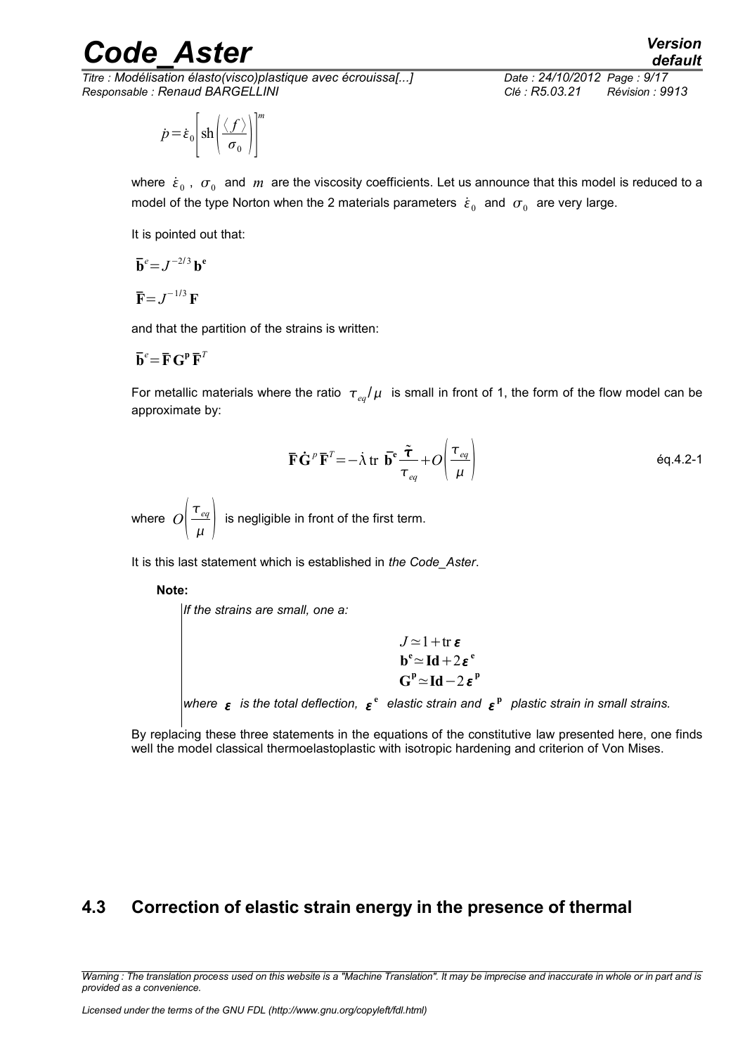$$\dot{p} = \dot{\varepsilon}_0 \left[ \mathrm{sh}\left( \frac{\langle f \rangle}{\sigma_0} \right) \right]^m$$

where $\dot{\varepsilon}_0$, $\sigma_0$ and $m$ are the viscosity coefficients. Let us announce that this model is reduced to a model of the type Norton when the 2 materials parameters $\dot{\varepsilon}_0$ and $\sigma_0$ are very large.

It is pointed out that:

$$\bar{\mathbf{b}}^e = J^{-2/3}\,\mathbf{b}^\mathbf{e}$$

$$\bar{\mathbf{F}} = J^{-1/3}\,\mathbf{F}$$

and that the partition of the strains is written:

$$\bar{\mathbf{b}}^e = \bar{\mathbf{F}}\,\mathbf{G}^\mathbf{p}\,\bar{\mathbf{F}}^T$$

For metallic materials where the ratio $\tau_{eq}/\mu$ is small in front of 1, the form of the flow model can be approximate by:

$$\bar{\mathbf{F}}\,\dot{\mathbf{G}}^p\,\bar{\mathbf{F}}^T = -\dot{\lambda}\,\mathrm{tr}\;\bar{\mathbf{b}}^\mathbf{e}\,\frac{\tilde{\boldsymbol{\tau}}}{\tau_{eq}} + O\left(\frac{\tau_{eq}}{\mu}\right) \qquad \text{éq.4.2-1}$$

where $O\left(\frac{\tau_{eq}}{\mu}\right)$ is negligible in front of the first term.

It is this last statement which is established in *the Code_Aster*.

**Note:**

*If the strains are small, one a:*

$$J \simeq 1 + \mathrm{tr}\,\boldsymbol{\varepsilon}$$
$$\mathbf{b}^\mathbf{e} \simeq \mathbf{Id} + 2\boldsymbol{\varepsilon}^\mathbf{e}$$
$$\mathbf{G}^\mathbf{p} \simeq \mathbf{Id} - 2\boldsymbol{\varepsilon}^\mathbf{p}$$

*where $\boldsymbol{\varepsilon}$ is the total deflection, $\boldsymbol{\varepsilon}^\mathbf{e}$ elastic strain and $\boldsymbol{\varepsilon}^\mathbf{p}$ plastic strain in small strains.*

By replacing these three statements in the equations of the constitutive law presented here, one finds well the model classical thermoelastoplastic with isotropic hardening and criterion of Von Mises.

## 4.3 Correction of elastic strain energy in the presence of thermal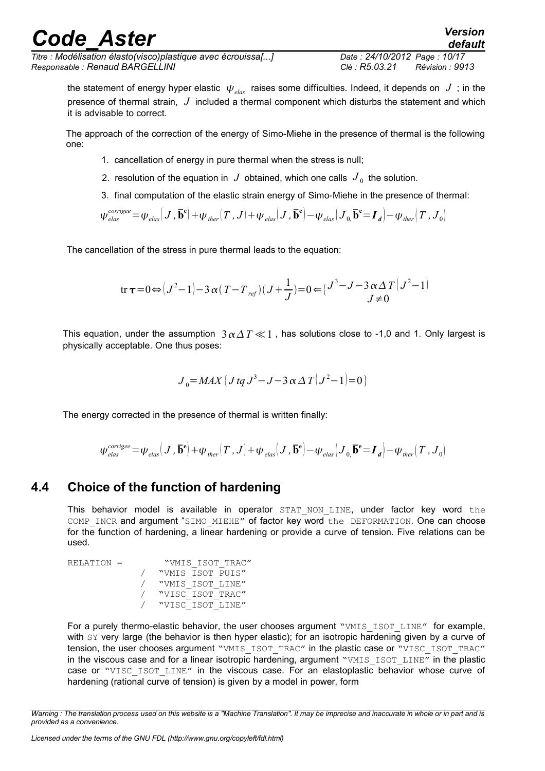the statement of energy hyper elastic $\psi_{elas}$ raises some difficulties. Indeed, it depends on $J$ ; in the presence of thermal strain, $J$ included a thermal component which disturbs the statement and which it is advisable to correct.

The approach of the correction of the energy of Simo-Miehe in the presence of thermal is the following one:

1. cancellation of energy in pure thermal when the stress is null;
2. resolution of the equation in $J$ obtained, which one calls $J_0$ the solution.
3. final computation of the elastic strain energy of Simo-Miehe in the presence of thermal:

$$\psi_{elas}^{corrigee} = \psi_{elas}\left(J, \overline{\mathbf{b}}^{\mathbf{e}}\right) + \psi_{ther}\left(T, J\right) + \psi_{elas}\left(J, \overline{\mathbf{b}}^{\mathbf{e}}\right) - \psi_{elas}\left(J_{0,} \overline{\mathbf{b}}^{\mathbf{e}} = \boldsymbol{I}_{\boldsymbol{d}}\right) - \psi_{ther}\left(T, J_0\right)$$

The cancellation of the stress in pure thermal leads to the equation:

$$\operatorname{tr} \boldsymbol{\tau} = 0 \Leftrightarrow \left(J^2 - 1\right) - 3\,\alpha\left(T - T_{ref}\right)\left(J + \frac{1}{J}\right) = 0 \Leftarrow \left\{ \begin{matrix} J^3 - J - 3\,\alpha\,\Delta\,T\left(J^2 - 1\right) \\ J \neq 0 \end{matrix} \right.$$

This equation, under the assumption $3\,\alpha\,\Delta\,T \ll 1$ , has solutions close to -1,0 and 1. Only largest is physically acceptable. One thus poses:

$$J_0 = MAX\left\{ J \; tq \; J^3 - J - 3\,\alpha\,\Delta\,T\left(J^2 - 1\right) = 0 \right\}$$

The energy corrected in the presence of thermal is written finally:

$$\psi_{elas}^{corrigee} = \psi_{elas}\left(J, \overline{\mathbf{b}}^{\mathbf{e}}\right) + \psi_{ther}\left(T, J\right) + \psi_{elas}\left(J, \overline{\mathbf{b}}^{\mathbf{e}}\right) - \psi_{elas}\left(J_{0,} \overline{\mathbf{b}}^{\mathbf{e}} = \boldsymbol{I}_{\boldsymbol{d}}\right) - \psi_{ther}\left(T, J_0\right)$$

## 4.4 Choice of the function of hardening

This behavior model is available in operator `STAT_NON_LINE`, under factor key word `the COMP_INCR` and argument "`SIMO_MIEHE`" of factor key word `the DEFORMATION`. One can choose for the function of hardening, a linear hardening or provide a curve of tension. Five relations can be used.

```
RELATION =        "VMIS_ISOT_TRAC"
             /   "VMIS_ISOT_PUIS"
             /   "VMIS_ISOT_LINE"
             /   "VISC_ISOT_TRAC"
             /   "VISC_ISOT_LINE"
```

For a purely thermo-elastic behavior, the user chooses argument "`VMIS_ISOT_LINE`" for example, with `SY` very large (the behavior is then hyper elastic); for an isotropic hardening given by a curve of tension, the user chooses argument "`VMIS_ISOT_TRAC`" in the plastic case or "`VISC_ISOT_TRAC`" in the viscous case and for a linear isotropic hardening, argument "`VMIS_ISOT_LINE`" in the plastic case or "`VISC_ISOT_LINE`" in the viscous case. For an elastoplastic behavior whose curve of hardening (rational curve of tension) is given by a model in power, form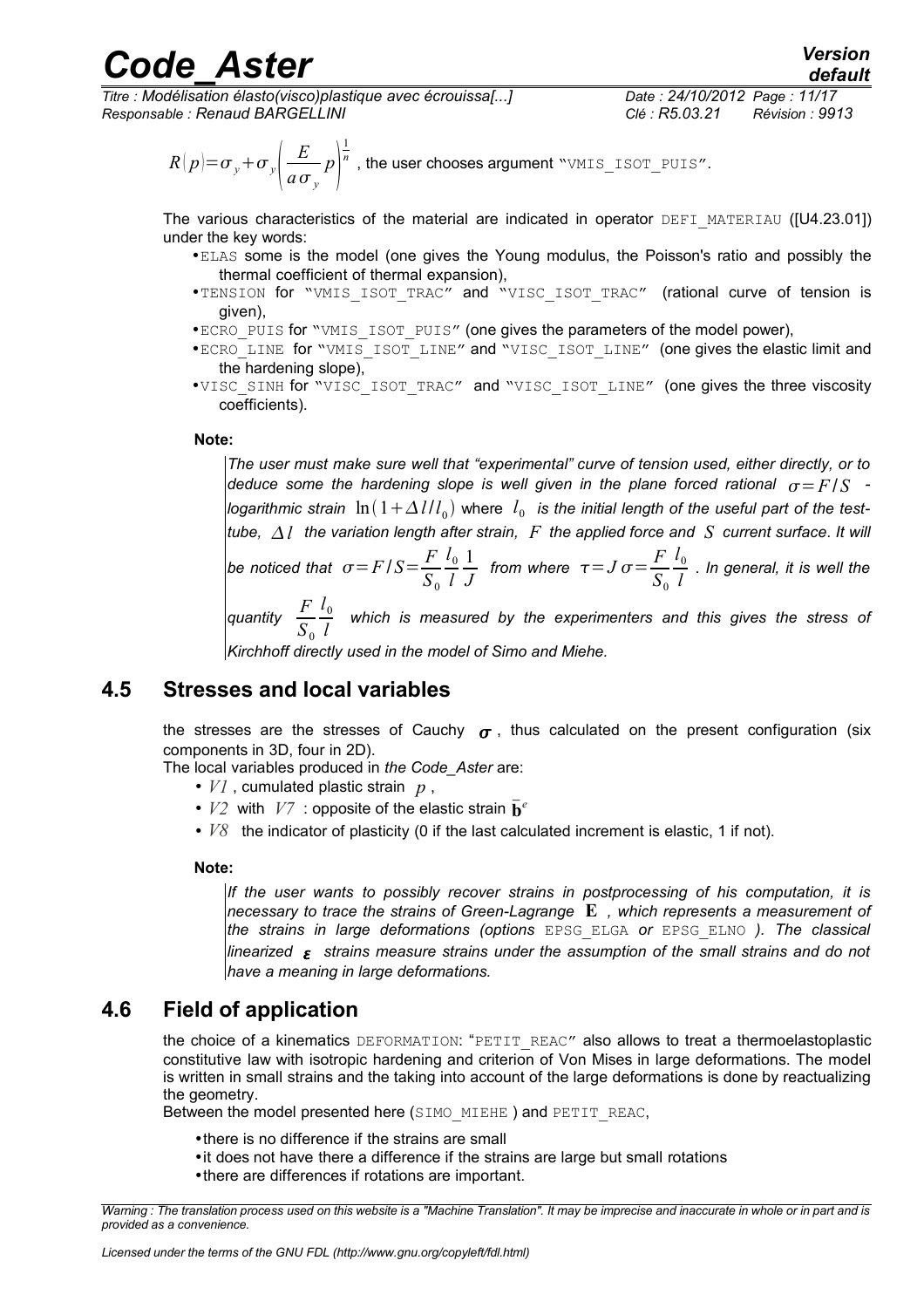$$R(p)=\sigma_y+\sigma_y\left(\frac{E}{a\sigma_y}p\right)^{\frac{1}{n}}$$ , the user chooses argument "VMIS_ISOT_PUIS".

The various characteristics of the material are indicated in operator DEFI_MATERIAU ([U4.23.01]) under the key words:

- ELAS some is the model (one gives the Young modulus, the Poisson's ratio and possibly the thermal coefficient of thermal expansion),
- TENSION for "VMIS_ISOT_TRAC" and "VISC_ISOT_TRAC" (rational curve of tension is given),
- ECRO_PUIS for "VMIS_ISOT_PUIS" (one gives the parameters of the model power),
- ECRO_LINE for "VMIS_ISOT_LINE" and "VISC_ISOT_LINE" (one gives the elastic limit and the hardening slope),
- VISC_SINH for "VISC_ISOT_TRAC" and "VISC_ISOT_LINE" (one gives the three viscosity coefficients).

**Note:**

*The user must make sure well that "experimental" curve of tension used, either directly, or to deduce some the hardening slope is well given in the plane forced rational $\sigma=F/S$ - logarithmic strain $\ln(1+\Delta l/l_0)$ where $l_0$ is the initial length of the useful part of the test-tube, $\Delta l$ the variation length after strain, $F$ the applied force and $S$ current surface. It will be noticed that $\sigma=F/S=\frac{F}{S_0}\frac{l_0}{l}\frac{1}{J}$ from where $\tau=J\sigma=\frac{F}{S_0}\frac{l_0}{l}$ . In general, it is well the quantity $\frac{F}{S_0}\frac{l_0}{l}$ which is measured by the experimenters and this gives the stress of Kirchhoff directly used in the model of Simo and Miehe.*

## 4.5 Stresses and local variables

the stresses are the stresses of Cauchy $\boldsymbol{\sigma}$ , thus calculated on the present configuration (six components in 3D, four in 2D).

The local variables produced in *the Code_Aster* are:

- $V1$ , cumulated plastic strain $p$ ,
- $V2$ with $V7$ : opposite of the elastic strain $\bar{\mathbf{b}}^e$
- $V8$ the indicator of plasticity (0 if the last calculated increment is elastic, 1 if not).

**Note:**

*If the user wants to possibly recover strains in postprocessing of his computation, it is necessary to trace the strains of Green-Lagrange $\mathbf{E}$ , which represents a measurement of the strains in large deformations (options EPSG_ELGA or EPSG_ELNO ). The classical linearized $\boldsymbol{\varepsilon}$ strains measure strains under the assumption of the small strains and do not have a meaning in large deformations.*

## 4.6 Field of application

the choice of a kinematics DEFORMATION: "PETIT_REAC" also allows to treat a thermoelastoplastic constitutive law with isotropic hardening and criterion of Von Mises in large deformations. The model is written in small strains and the taking into account of the large deformations is done by reactualizing the geometry.

Between the model presented here (SIMO_MIEHE ) and PETIT_REAC,

- there is no difference if the strains are small
- it does not have there a difference if the strains are large but small rotations
- there are differences if rotations are important.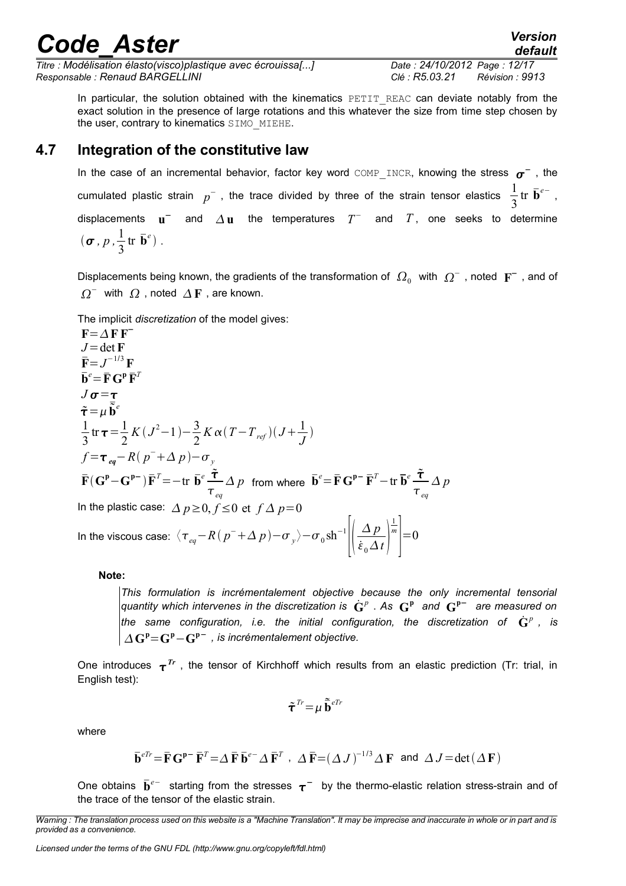In particular, the solution obtained with the kinematics PETIT_REAC can deviate notably from the exact solution in the presence of large rotations and this whatever the size from time step chosen by the user, contrary to kinematics SIMO_MIEHE.

## 4.7 Integration of the constitutive law

In the case of an incremental behavior, factor key word COMP_INCR, knowing the stress $\boldsymbol{\sigma}^-$, the cumulated plastic strain $p^-$, the trace divided by three of the strain tensor elastics $\frac{1}{3}\mathrm{tr}\ \bar{\mathbf{b}}^{e-}$, displacements $\mathbf{u}^-$ and $\Delta\mathbf{u}$ the temperatures $T^-$ and $T$, one seeks to determine $(\boldsymbol{\sigma}, p, \frac{1}{3}\mathrm{tr}\ \bar{\mathbf{b}}^e)$.

Displacements being known, the gradients of the transformation of $\Omega_0$ with $\Omega^-$, noted $\mathbf{F}^-$, and of $\Omega^-$ with $\Omega$, noted $\Delta\mathbf{F}$, are known.

The implicit *discretization* of the model gives:

$$\mathbf{F}=\Delta\mathbf{F}\,\mathbf{F}^-$$

$$J=\det\mathbf{F}$$

$$\bar{\mathbf{F}}=J^{-1/3}\,\mathbf{F}$$

$$\bar{\mathbf{b}}^e=\bar{\mathbf{F}}\,\mathbf{G}^{\mathbf{p}}\,\bar{\mathbf{F}}^T$$

$$J\boldsymbol{\sigma}=\boldsymbol{\tau}$$

$$\tilde{\boldsymbol{\tau}}=\mu\,\tilde{\bar{\mathbf{b}}}^e$$

$$\frac{1}{3}\mathrm{tr}\,\boldsymbol{\tau}=\frac{1}{2}K(J^2-1)-\frac{3}{2}K\alpha(T-T_{ref})(J+\frac{1}{J})$$

$$f=\boldsymbol{\tau}_{eq}-R(p^-+\Delta p)-\sigma_y$$

$$\bar{\mathbf{F}}(\mathbf{G}^{\mathbf{p}}-\mathbf{G}^{\mathbf{p}-})\bar{\mathbf{F}}^T=-\mathrm{tr}\ \bar{\mathbf{b}}^e\frac{\tilde{\boldsymbol{\tau}}}{\tau_{eq}}\Delta p \quad \text{from where} \quad \bar{\mathbf{b}}^e=\bar{\mathbf{F}}\,\mathbf{G}^{\mathbf{p}-}\,\bar{\mathbf{F}}^T-\mathrm{tr}\,\bar{\mathbf{b}}^e\frac{\tilde{\boldsymbol{\tau}}}{\tau_{eq}}\Delta p$$

In the plastic case: $\Delta p\geq 0, f\leq 0 \text{ et } f\,\Delta p=0$

In the viscous case: $\langle\tau_{eq}-R(p^-+\Delta p)-\sigma_y\rangle-\sigma_0\,\mathrm{sh}^{-1}\left[\left(\frac{\Delta p}{\dot{\varepsilon}_0\Delta t}\right)^{\frac{1}{m}}\right]=0$

**Note:**

> *This formulation is incrémentalement objective because the only incremental tensorial quantity which intervenes in the discretization is $\dot{\mathbf{G}}^p$. As $\mathbf{G}^{\mathbf{p}}$ and $\mathbf{G}^{\mathbf{p}-}$ are measured on the same configuration, i.e. the initial configuration, the discretization of $\dot{\mathbf{G}}^p$, is $\Delta\mathbf{G}^{\mathbf{p}}=\mathbf{G}^{\mathbf{p}}-\mathbf{G}^{\mathbf{p}-}$, is incrémentalement objective.*

One introduces $\boldsymbol{\tau}^{Tr}$, the tensor of Kirchhoff which results from an elastic prediction (Tr: trial, in English test):

$$\tilde{\boldsymbol{\tau}}^{Tr}=\mu\,\tilde{\bar{\mathbf{b}}}^{eTr}$$

where

$$\bar{\mathbf{b}}^{eTr}=\bar{\mathbf{F}}\,\mathbf{G}^{\mathbf{p}-}\,\bar{\mathbf{F}}^T=\Delta\bar{\mathbf{F}}\,\bar{\mathbf{b}}^{e-}\,\Delta\bar{\mathbf{F}}^T\ ,\ \ \Delta\bar{\mathbf{F}}=(\Delta J)^{-1/3}\Delta\mathbf{F} \ \text{ and } \ \Delta J=\det(\Delta\mathbf{F})$$

One obtains $\bar{\mathbf{b}}^{e-}$ starting from the stresses $\boldsymbol{\tau}^-$ by the thermo-elastic relation stress-strain and of the trace of the tensor of the elastic strain.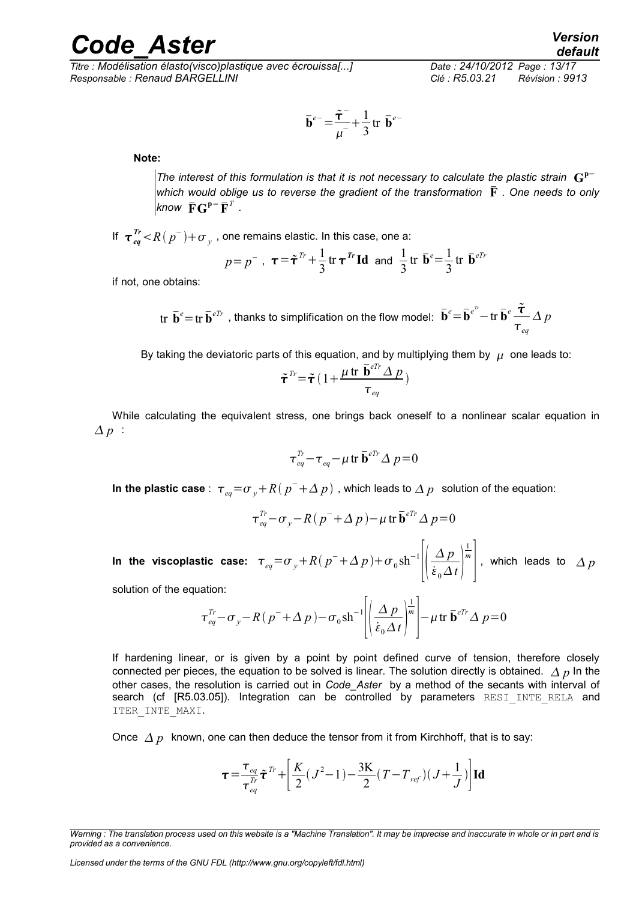$$\bar{\mathbf{b}}^{e-}=\frac{\tilde{\boldsymbol{\tau}}^{-}}{\mu^{-}}+\frac{1}{3}\text{tr }\bar{\mathbf{b}}^{e-}$$

**Note:**

*The interest of this formulation is that it is not necessary to calculate the plastic strain $\mathbf{G}^{\mathbf{p}-}$ which would oblige us to reverse the gradient of the transformation $\bar{\mathbf{F}}$ . One needs to only know $\bar{\mathbf{F}}\mathbf{G}^{\mathbf{p}-}\bar{\mathbf{F}}^{T}$ .*

If $\boldsymbol{\tau}_{eq}^{Tr}<R(p^{-})+\sigma_{y}$ , one remains elastic. In this case, one a:

$$p=p^{-}\ ,\ \boldsymbol{\tau}=\tilde{\boldsymbol{\tau}}^{Tr}+\frac{1}{3}\text{tr }\boldsymbol{\tau}^{Tr}\mathbf{Id}\ \text{ and }\ \frac{1}{3}\text{tr }\bar{\mathbf{b}}^{e}=\frac{1}{3}\text{tr }\bar{\mathbf{b}}^{eTr}$$

if not, one obtains:

$$\text{tr }\bar{\mathbf{b}}^{e}=\text{tr }\bar{\mathbf{b}}^{eTr}\text{ , thanks to simplification on the flow model: }\bar{\mathbf{b}}^{e}=\bar{\mathbf{b}}^{e^{Tr}}-\text{tr }\bar{\mathbf{b}}^{e}\frac{\tilde{\boldsymbol{\tau}}}{\tau_{eq}}\Delta p$$

By taking the deviatoric parts of this equation, and by multiplying them by $\mu$ one leads to:

$$\tilde{\boldsymbol{\tau}}^{Tr}=\tilde{\boldsymbol{\tau}}\left(1+\frac{\mu\,\text{tr }\bar{\mathbf{b}}^{eTr}\Delta p}{\tau_{eq}}\right)$$

While calculating the equivalent stress, one brings back oneself to a nonlinear scalar equation in $\Delta p$ :

$$\tau_{eq}^{Tr}-\tau_{eq}-\mu\,\text{tr }\bar{\mathbf{b}}^{eTr}\Delta p=0$$

**In the plastic case** : $\tau_{eq}=\sigma_{y}+R(p^{-}+\Delta p)$ , which leads to $\Delta p$ solution of the equation:

$$\tau_{eq}^{Tr}-\sigma_{y}-R(p^{-}+\Delta p)-\mu\,\text{tr }\bar{\mathbf{b}}^{eTr}\Delta p=0$$

**In the viscoplastic case:** $\tau_{eq}=\sigma_{y}+R(p^{-}+\Delta p)+\sigma_{0}\text{sh}^{-1}\left[\left(\frac{\Delta p}{\dot{\varepsilon}_{0}\Delta t}\right)^{\frac{1}{m}}\right]$, which leads to $\Delta p$ solution of the equation:

$$\tau_{eq}^{Tr}-\sigma_{y}-R(p^{-}+\Delta p)-\sigma_{0}\text{sh}^{-1}\left[\left(\frac{\Delta p}{\dot{\varepsilon}_{0}\Delta t}\right)^{\frac{1}{m}}\right]-\mu\,\text{tr }\bar{\mathbf{b}}^{eTr}\Delta p=0$$

If hardening linear, or is given by a point by point defined curve of tension, therefore closely connected per pieces, the equation to be solved is linear. The solution directly is obtained. $\Delta p$ In the other cases, the resolution is carried out in *Code_Aster* by a method of the secants with interval of search (cf [R5.03.05]). Integration can be controlled by parameters RESI_INTE_RELA and ITER_INTE_MAXI.

Once $\Delta p$ known, one can then deduce the tensor from it from Kirchhoff, that is to say:

$$\boldsymbol{\tau}=\frac{\tau_{eq}}{\tau_{eq}^{Tr}}\tilde{\boldsymbol{\tau}}^{Tr}+\left[\frac{K}{2}(J^{2}-1)-\frac{3\mathrm{K}}{2}(T-T_{ref})(J+\frac{1}{J})\right]\mathbf{Id}$$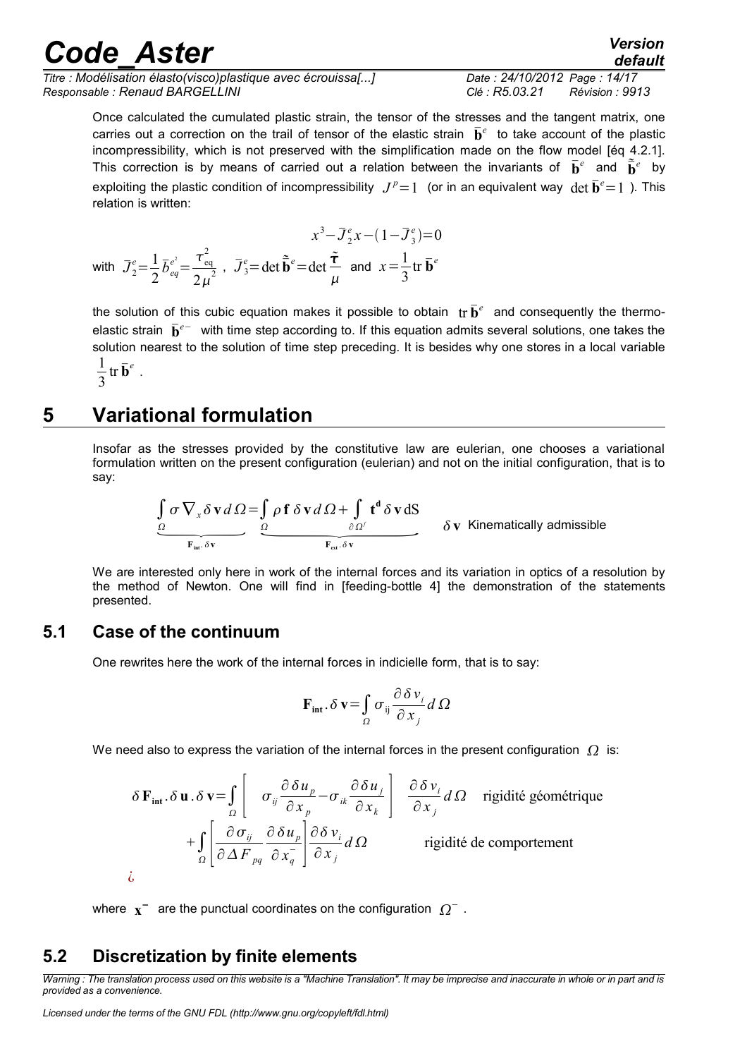Once calculated the cumulated plastic strain, the tensor of the stresses and the tangent matrix, one carries out a correction on the trail of tensor of the elastic strain $\bar{\mathbf{b}}^e$ to take account of the plastic incompressibility, which is not preserved with the simplification made on the flow model [éq 4.2.1]. This correction is by means of carried out a relation between the invariants of $\bar{\mathbf{b}}^e$ and $\tilde{\bar{\mathbf{b}}}^e$ by exploiting the plastic condition of incompressibility $J^p=1$ (or in an equivalent way $\det \bar{\mathbf{b}}^e=1$ ). This relation is written:

$$x^3-\bar{J}_2^e x-(1-\bar{J}_3^e)=0$$

with $\bar{J}_2^e=\frac{1}{2}\bar{b}_{eq}^{e^2}=\frac{\tau_{\mathrm{eq}}^2}{2\mu^2}$ , $\bar{J}_3^e=\det\tilde{\bar{\mathbf{b}}}^e=\det\frac{\tilde{\boldsymbol{\tau}}}{\mu}$ and $x=\frac{1}{3}\mathrm{tr}\,\bar{\mathbf{b}}^e$

the solution of this cubic equation makes it possible to obtain $\mathrm{tr}\,\bar{\mathbf{b}}^e$ and consequently the thermo-elastic strain $\bar{\mathbf{b}}^{e-}$ with time step according to. If this equation admits several solutions, one takes the solution nearest to the solution of time step preceding. It is besides why one stores in a local variable $\frac{1}{3}\mathrm{tr}\,\bar{\mathbf{b}}^e$ .

# 5 Variational formulation

Insofar as the stresses provided by the constitutive law are eulerian, one chooses a variational formulation written on the present configuration (eulerian) and not on the initial configuration, that is to say:

$$\underbrace{\int_{\Omega}\sigma\,\nabla_x\delta\mathbf{v}\,d\Omega}_{\mathbf{F_{int}}.\,\delta\mathbf{v}}=\underbrace{\int_{\Omega}\rho\,\mathbf{f}\,\delta\mathbf{v}\,d\Omega+\int_{\partial\Omega^f}\mathbf{t^d}\,\delta\mathbf{v}\,\mathrm{dS}}_{\mathbf{F_{ext}}.\,\delta\mathbf{v}}\qquad\delta\mathbf{v}\ \text{Kinematically admissible}$$

We are interested only here in work of the internal forces and its variation in optics of a resolution by the method of Newton. One will find in [feeding-bottle 4] the demonstration of the statements presented.

## 5.1 Case of the continuum

One rewrites here the work of the internal forces in indicielle form, that is to say:

$$\mathbf{F_{int}}.\,\delta\mathbf{v}=\int_{\Omega}\sigma_{\mathrm{ij}}\frac{\partial\,\delta v_i}{\partial x_j}d\,\Omega$$

We need also to express the variation of the internal forces in the present configuration $\Omega$ is:

$$\delta\,\mathbf{F_{int}}.\,\delta\,\mathbf{u}\,.\,\delta\,\mathbf{v}=\int_{\Omega}\left[\quad\sigma_{ij}\frac{\partial\,\delta u_p}{\partial x_p}-\sigma_{ik}\frac{\partial\,\delta u_j}{\partial x_k}\right]\ \frac{\partial\,\delta v_i}{\partial x_j}d\,\Omega\quad\text{rigidité géométrique}$$

$$+\int_{\Omega}\left[\frac{\partial\,\sigma_{ij}}{\partial\,\Delta F_{pq}}\frac{\partial\,\delta u_p}{\partial x_q^-}\right]\frac{\partial\,\delta v_i}{\partial x_j}d\,\Omega\qquad\text{rigidité de comportement}$$

¿

where $\mathbf{x}^-$ are the punctual coordinates on the configuration $\Omega^-$ .

## 5.2 Discretization by finite elements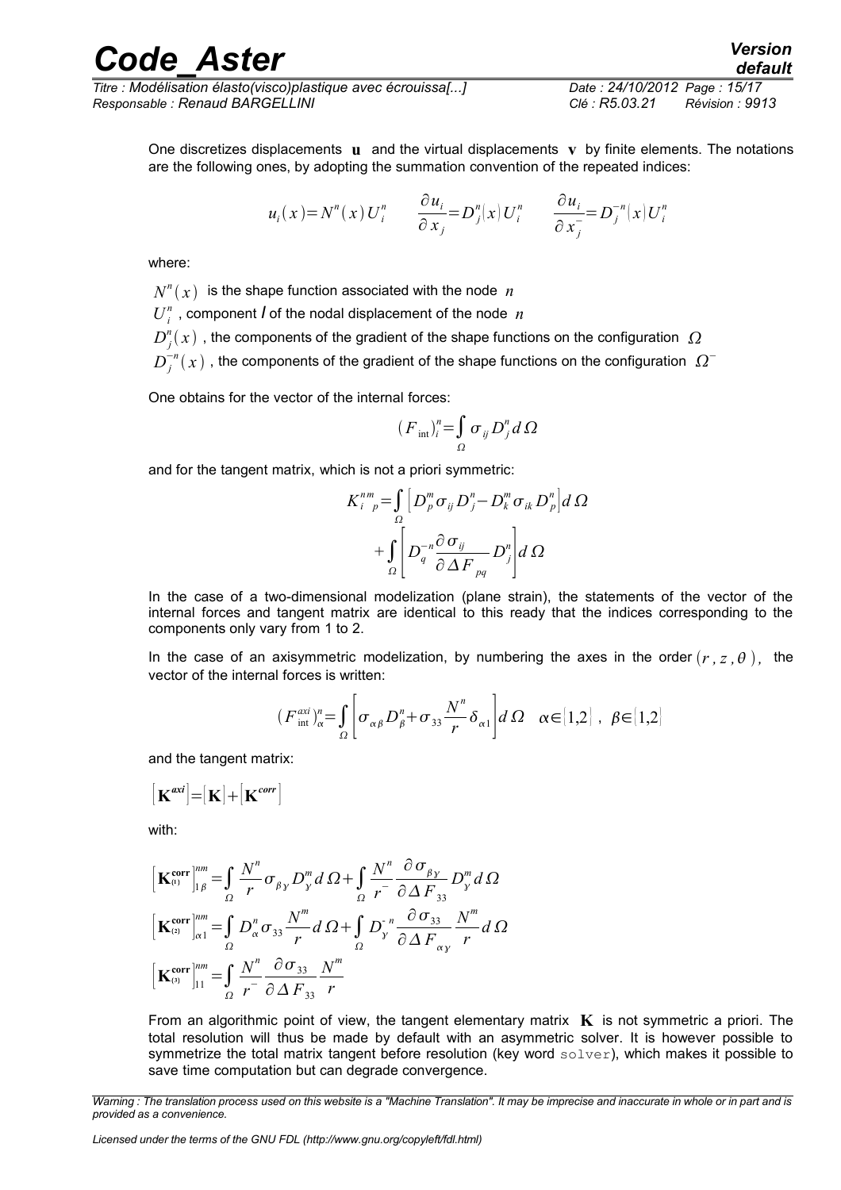One discretizes displacements $\mathbf{u}$ and the virtual displacements $\mathbf{v}$ by finite elements. The notations are the following ones, by adopting the summation convention of the repeated indices:

$$u_i(x) = N^n(x)\, U_i^n \qquad \frac{\partial u_i}{\partial x_j} = D_j^n(x)\, U_i^n \qquad \frac{\partial u_i}{\partial x_j^-} = D_j^{-n}(x)\, U_i^n$$

where:

$N^n(x)$ is the shape function associated with the node $n$

$U_i^n$, component *I* of the nodal displacement of the node $n$

$D_j^n(x)$, the components of the gradient of the shape functions on the configuration $\Omega$

$D_j^{-n}(x)$, the components of the gradient of the shape functions on the configuration $\Omega^-$

One obtains for the vector of the internal forces:

$$(F_{\text{int}})_i^n = \int_\Omega \sigma_{ij} D_j^n \, d\Omega$$

and for the tangent matrix, which is not a priori symmetric:

$$\begin{aligned} K_{i\ p}^{nm} &= \int_\Omega \left[ D_p^m \sigma_{ij} D_j^n - D_k^m \sigma_{ik} D_p^n \right] d\Omega \\ &+ \int_\Omega \left[ D_q^{-n} \frac{\partial \sigma_{ij}}{\partial \Delta F_{pq}} D_j^n \right] d\Omega \end{aligned}$$

In the case of a two-dimensional modelization (plane strain), the statements of the vector of the internal forces and tangent matrix are identical to this ready that the indices corresponding to the components only vary from 1 to 2.

In the case of an axisymmetric modelization, by numbering the axes in the order $(r, z, \theta)$, the vector of the internal forces is written:

$$(F_{\text{int}}^{axi})_\alpha^n = \int_\Omega \left[ \sigma_{\alpha\beta} D_\beta^n + \sigma_{33} \frac{N^n}{r} \delta_{\alpha 1} \right] d\Omega \quad \alpha \in [1,2] \ , \ \beta \in [1,2]$$

and the tangent matrix:

$$[\mathbf{K}^{axi}] = [\mathbf{K}] + [\mathbf{K}^{corr}]$$

with:

$$\begin{aligned} \left[\mathbf{K}_{(1)}^{\mathbf{corr}}\right]_{1\beta}^{nm} &= \int_\Omega \frac{N^n}{r} \sigma_{\beta\gamma} D_\gamma^m \, d\Omega + \int_\Omega \frac{N^n}{r^-} \frac{\partial \sigma_{\beta\gamma}}{\partial \Delta F_{33}} D_\gamma^m \, d\Omega \\ \left[\mathbf{K}_{(2)}^{\mathbf{corr}}\right]_{\alpha 1}^{nm} &= \int_\Omega D_\alpha^n \sigma_{33} \frac{N^m}{r} \, d\Omega + \int_\Omega D_\gamma^{-n} \frac{\partial \sigma_{33}}{\partial \Delta F_{\alpha\gamma}} \frac{N^m}{r} \, d\Omega \\ \left[\mathbf{K}_{(3)}^{\mathbf{corr}}\right]_{11}^{nm} &= \int_\Omega \frac{N^n}{r^-} \frac{\partial \sigma_{33}}{\partial \Delta F_{33}} \frac{N^m}{r} \end{aligned}$$

From an algorithmic point of view, the tangent elementary matrix $\mathbf{K}$ is not symmetric a priori. The total resolution will thus be made by default with an asymmetric solver. It is however possible to symmetrize the total matrix tangent before resolution (key word `solver`), which makes it possible to save time computation but can degrade convergence.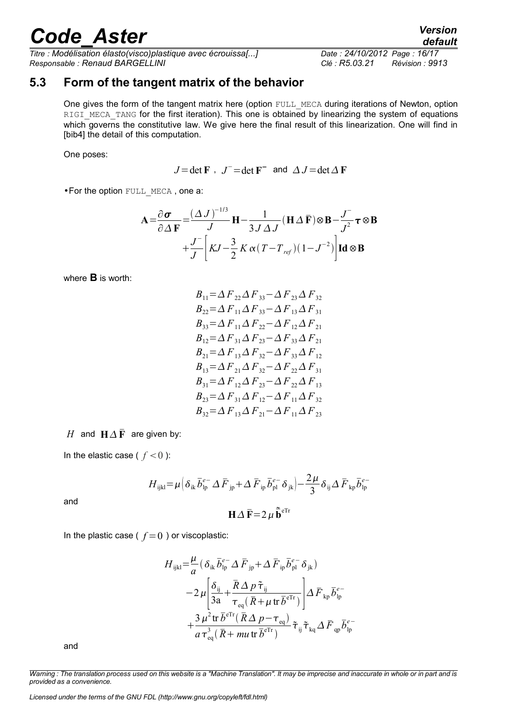## 5.3 Form of the tangent matrix of the behavior

One gives the form of the tangent matrix here (option FULL_MECA during iterations of Newton, option RIGI_MECA_TANG for the first iteration). This one is obtained by linearizing the system of equations which governs the constitutive law. We give here the final result of this linearization. One will find in [bib4] the detail of this computation.

One poses:

$$J = \det \mathbf{F}\ ,\ \ J^{-} = \det \mathbf{F}^{-}\ \text{ and }\ \Delta J = \det \Delta \mathbf{F}$$

- For the option FULL_MECA , one a:

$$\mathbf{A} = \frac{\partial \boldsymbol{\sigma}}{\partial \Delta \mathbf{F}} = \frac{(\Delta J)^{-1/3}}{J}\mathbf{H} - \frac{1}{3 J \Delta J}(\mathbf{H}\Delta \bar{\mathbf{F}}) \otimes \mathbf{B} - \frac{J^{-}}{J^{2}}\boldsymbol{\tau} \otimes \mathbf{B} + \frac{J^{-}}{J}\left[KJ - \frac{3}{2}K\alpha(T - T_{ref})(1 - J^{-2})\right]\mathbf{Id} \otimes \mathbf{B}$$

where $\mathbf{B}$ is worth:

$$\begin{aligned}
B_{11} &= \Delta F_{22}\Delta F_{33} - \Delta F_{23}\Delta F_{32}\\
B_{22} &= \Delta F_{11}\Delta F_{33} - \Delta F_{13}\Delta F_{31}\\
B_{33} &= \Delta F_{11}\Delta F_{22} - \Delta F_{12}\Delta F_{21}\\
B_{12} &= \Delta F_{31}\Delta F_{23} - \Delta F_{33}\Delta F_{21}\\
B_{21} &= \Delta F_{13}\Delta F_{32} - \Delta F_{33}\Delta F_{12}\\
B_{13} &= \Delta F_{21}\Delta F_{32} - \Delta F_{22}\Delta F_{31}\\
B_{31} &= \Delta F_{12}\Delta F_{23} - \Delta F_{22}\Delta F_{13}\\
B_{23} &= \Delta F_{31}\Delta F_{12} - \Delta F_{11}\Delta F_{32}\\
B_{32} &= \Delta F_{13}\Delta F_{21} - \Delta F_{11}\Delta F_{23}
\end{aligned}$$

$H$ and $\mathbf{H}\Delta \bar{\mathbf{F}}$ are given by:

In the elastic case ( $f < 0$ ):

$$H_{\mathrm{ijkl}} = \mu\left(\delta_{\mathrm{ik}}\bar{b}^{e-}_{\mathrm{lp}}\,\Delta \bar{F}_{\mathrm{jp}} + \Delta \bar{F}_{\mathrm{ip}}\bar{b}^{e-}_{\mathrm{pl}}\,\delta_{\mathrm{jk}}\right) - \frac{2\mu}{3}\delta_{\mathrm{ij}}\Delta \bar{F}_{\mathrm{kp}}\bar{b}^{e-}_{\mathrm{lp}}$$

and

$$\mathbf{H}\Delta \bar{\mathbf{F}} = 2\mu\,\tilde{\bar{\mathbf{b}}}^{\mathrm{eTr}}$$

In the plastic case ( $f = 0$ ) or viscoplastic:

$$\begin{aligned}
H_{\mathrm{ijkl}} = {} & \frac{\mu}{a}\left(\delta_{\mathrm{ik}}\bar{b}^{e-}_{\mathrm{lp}}\,\Delta \bar{F}_{\mathrm{jp}} + \Delta \bar{F}_{\mathrm{ip}}\bar{b}^{e-}_{\mathrm{pl}}\,\delta_{\mathrm{jk}}\right)\\
& - 2\mu\left[\frac{\delta_{\mathrm{ij}}}{3\mathrm{a}} + \frac{\bar{R}\,\Delta p\,\tilde{\tau}_{\mathrm{ij}}}{\tau_{\mathrm{eq}}(\bar{R} + \mu\,\mathrm{tr}\,\bar{b}^{\mathrm{eTr}})}\right]\Delta \bar{F}_{\mathrm{kp}}\bar{b}^{e-}_{\mathrm{lp}}\\
& + \frac{3\mu^{2}\,\mathrm{tr}\,\bar{b}^{\mathrm{eTr}}(\bar{R}\,\Delta p - \tau_{\mathrm{eq}})}{a\,\tau^{3}_{\mathrm{eq}}(\bar{R} + mu\,\mathrm{tr}\,\bar{b}^{\mathrm{eTr}})}\tilde{\tau}_{\mathrm{ij}}\,\tilde{\tau}_{\mathrm{kq}}\,\Delta \bar{F}_{\mathrm{qp}}\bar{b}^{e-}_{\mathrm{lp}}
\end{aligned}$$

and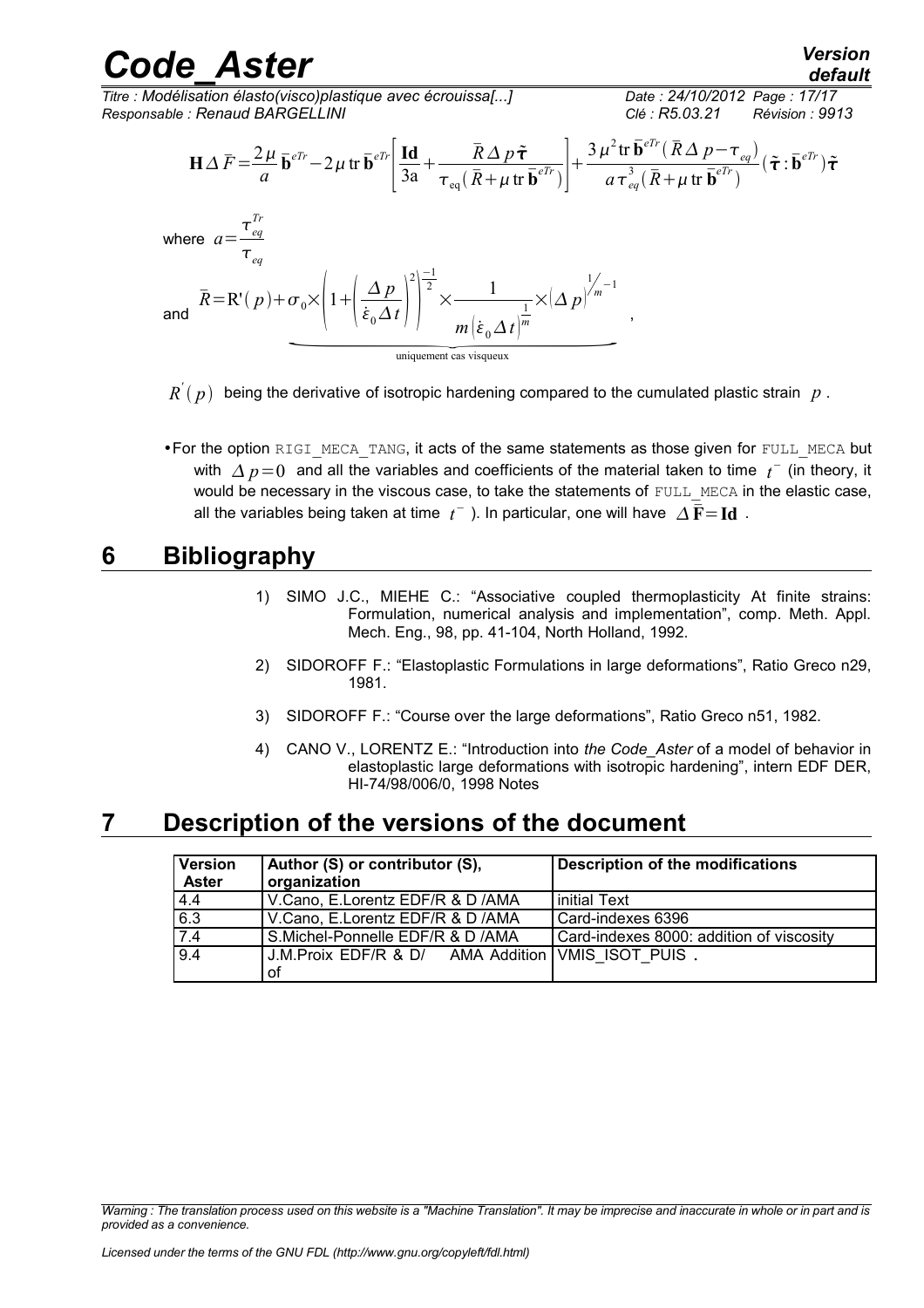$$\mathbf{H}\Delta\bar{F}=\frac{2\mu}{a}\bar{\mathbf{b}}^{eTr}-2\mu\,\mathrm{tr}\,\bar{\mathbf{b}}^{eTr}\left[\frac{\mathbf{Id}}{3a}+\frac{\bar{R}\,\Delta p\,\tilde{\boldsymbol{\tau}}}{\tau_{\mathrm{eq}}(\bar{R}+\mu\,\mathrm{tr}\,\bar{\mathbf{b}}^{eTr})}\right]+\frac{3\mu^2\mathrm{tr}\,\bar{\mathbf{b}}^{eTr}(\bar{R}\,\Delta p-\tau_{eq})}{a\,\tau_{eq}^3(\bar{R}+\mu\,\mathrm{tr}\,\bar{\mathbf{b}}^{eTr})}(\tilde{\boldsymbol{\tau}}:\bar{\mathbf{b}}^{eTr})\tilde{\boldsymbol{\tau}}$$

where $a=\frac{\tau_{eq}^{Tr}}{\tau_{eq}}$

and $$\bar{R}=\mathrm{R}'(p)+\underbrace{\sigma_0\times\left(1+\left(\frac{\Delta p}{\dot{\varepsilon}_0\Delta t}\right)^2\right)^{\frac{-1}{2}}\times\frac{1}{m\left(\dot{\varepsilon}_0\Delta t\right)^{\frac{1}{m}}}\times(\Delta p)^{1/m-1}}_{\text{uniquement cas visqueux}},$$

$R^{'}(p)$ being the derivative of isotropic hardening compared to the cumulated plastic strain $p$.

- For the option RIGI_MECA_TANG, it acts of the same statements as those given for FULL_MECA but with $\Delta p=0$ and all the variables and coefficients of the material taken to time $t^-$ (in theory, it would be necessary in the viscous case, to take the statements of FULL_MECA in the elastic case, all the variables being taken at time $t^-$). In particular, one will have $\Delta\bar{\mathbf{F}}=\mathbf{Id}$.

# 6 Bibliography

1) SIMO J.C., MIEHE C.: "Associative coupled thermoplasticity At finite strains: Formulation, numerical analysis and implementation", comp. Meth. Appl. Mech. Eng., 98, pp. 41-104, North Holland, 1992.
2) SIDOROFF F.: "Elastoplastic Formulations in large deformations", Ratio Greco n29, 1981.
3) SIDOROFF F.: "Course over the large deformations", Ratio Greco n51, 1982.
4) CANO V., LORENTZ E.: "Introduction into *the Code_Aster* of a model of behavior in elastoplastic large deformations with isotropic hardening", intern EDF DER, HI-74/98/006/0, 1998 Notes

# 7 Description of the versions of the document

| Version Aster | Author (S) or contributor (S), organization | Description of the modifications |
|---|---|---|
| 4.4 | V.Cano, E.Lorentz EDF/R & D /AMA | initial Text |
| 6.3 | V.Cano, E.Lorentz EDF/R & D /AMA | Card-indexes 6396 |
| 7.4 | S.Michel-Ponnelle EDF/R & D /AMA | Card-indexes 8000: addition of viscosity |
| 9.4 | J.M.Proix EDF/R & D/ AMA Addition of | VMIS_ISOT_PUIS . |